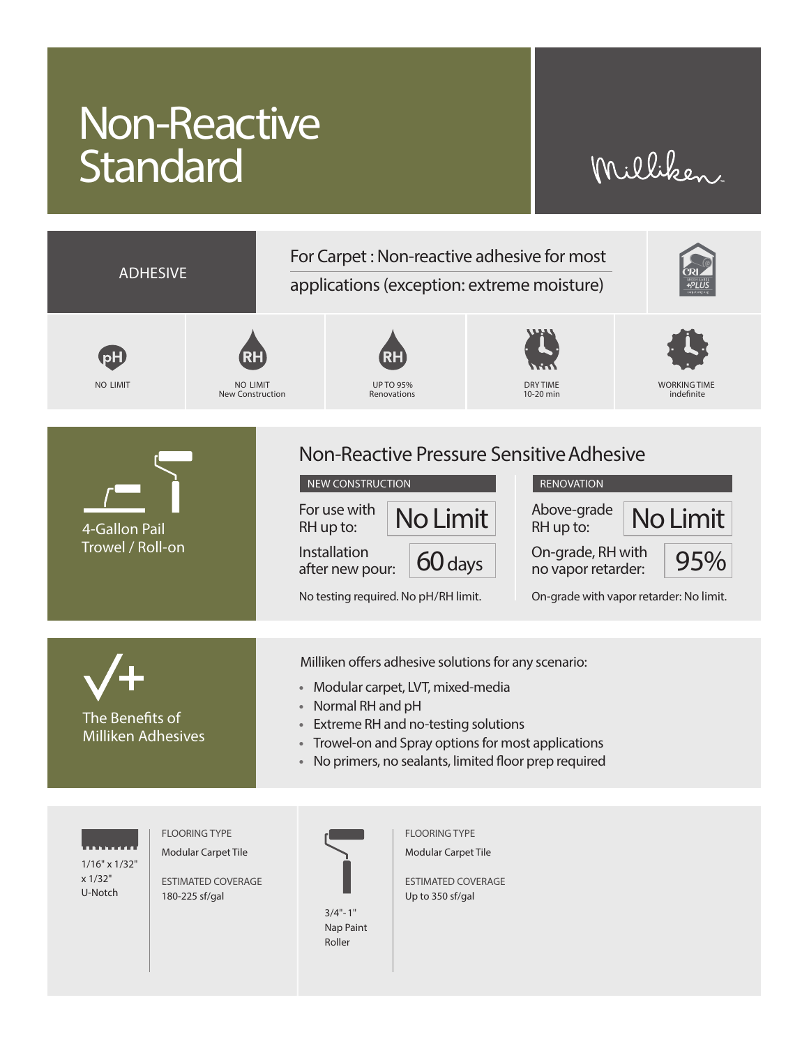# Non-Reactive Standard

Milliken

## ADHESIVE

For Carpet : Non-reactive adhesive for most applications (exception: extreme moisture)

| pH | RH | RH | DRY TIME | WORKING TIME |
|---|---|---|---|---|
| NO LIMIT | NO LIMIT New Construction | UP TO 95% Renovations | 10-20 min | indefinite |

## Non-Reactive Pressure Sensitive Adhesive

4-Gallon Pail
Trowel / Roll-on

**NEW CONSTRUCTION**

| | |
|---|---|
| For use with RH up to: | No Limit |
| Installation after new pour: | 60 days |

No testing required. No pH/RH limit.

**RENOVATION**

| | |
|---|---|
| Above-grade RH up to: | No Limit |
| On-grade, RH with no vapor retarder: | 95% |

On-grade with vapor retarder: No limit.

## The Benefits of Milliken Adhesives

Milliken offers adhesive solutions for any scenario:

- Modular carpet, LVT, mixed-media
- Normal RH and pH
- Extreme RH and no-testing solutions
- Trowel-on and Spray options for most applications
- No primers, no sealants, limited floor prep required

---

1/16" x 1/32" x 1/32" U-Notch

FLOORING TYPE
Modular Carpet Tile

ESTIMATED COVERAGE
180-225 sf/gal

3/4"-1" Nap Paint Roller

FLOORING TYPE
Modular Carpet Tile

ESTIMATED COVERAGE
Up to 350 sf/gal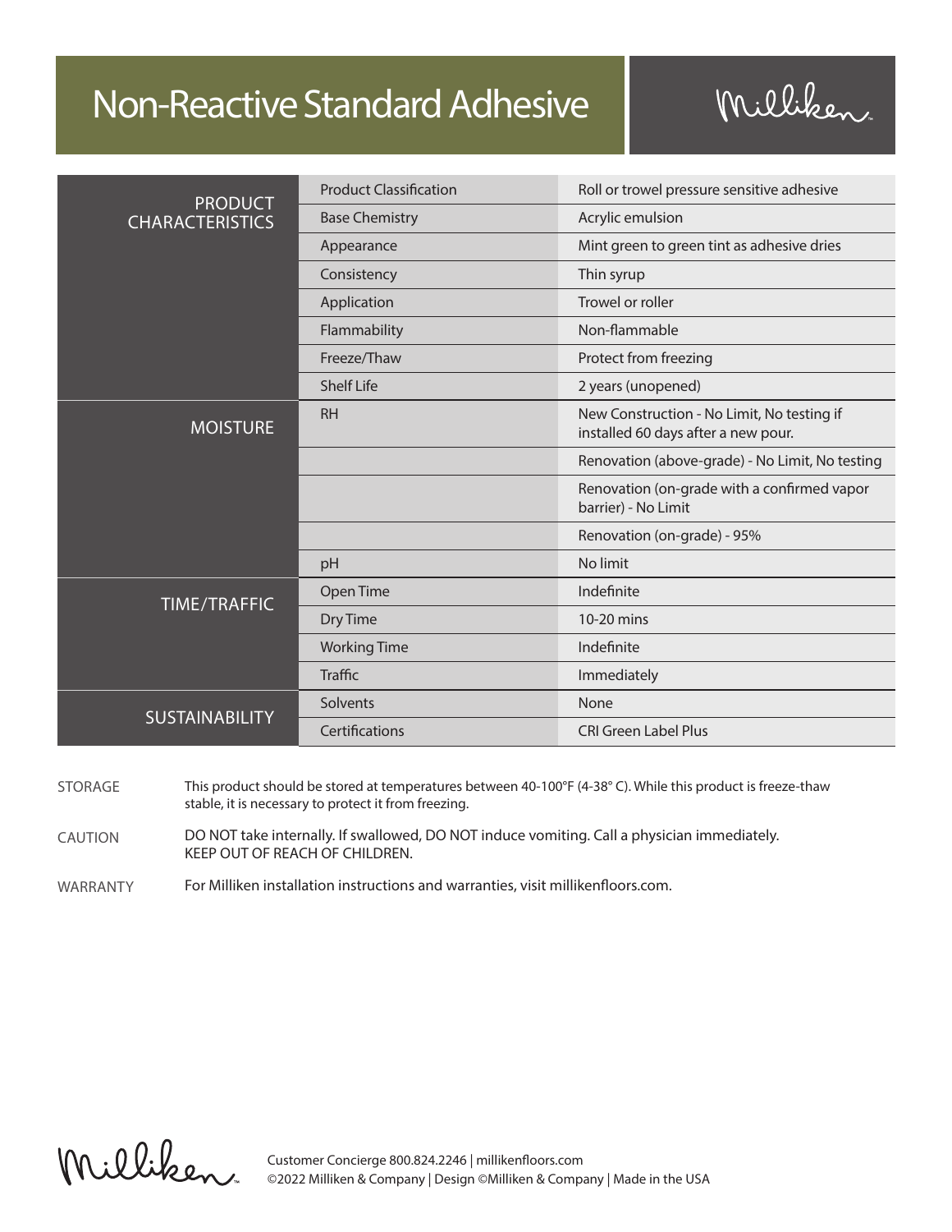# Non-Reactive Standard Adhesive

Milliken

| | | |
|---|---|---|
| PRODUCT CHARACTERISTICS | Product Classification | Roll or trowel pressure sensitive adhesive |
| | Base Chemistry | Acrylic emulsion |
| | Appearance | Mint green to green tint as adhesive dries |
| | Consistency | Thin syrup |
| | Application | Trowel or roller |
| | Flammability | Non-flammable |
| | Freeze/Thaw | Protect from freezing |
| | Shelf Life | 2 years (unopened) |
| MOISTURE | RH | New Construction - No Limit, No testing if installed 60 days after a new pour. |
| | | Renovation (above-grade) - No Limit, No testing |
| | | Renovation (on-grade with a confirmed vapor barrier) - No Limit |
| | | Renovation (on-grade) - 95% |
| | pH | No limit |
| TIME/TRAFFIC | Open Time | Indefinite |
| | Dry Time | 10-20 mins |
| | Working Time | Indefinite |
| | Traffic | Immediately |
| SUSTAINABILITY | Solvents | None |
| | Certifications | CRI Green Label Plus |

STORAGE — This product should be stored at temperatures between 40-100°F (4-38° C). While this product is freeze-thaw stable, it is necessary to protect it from freezing.

CAUTION — DO NOT take internally. If swallowed, DO NOT induce vomiting. Call a physician immediately. KEEP OUT OF REACH OF CHILDREN.

WARRANTY — For Milliken installation instructions and warranties, visit millikenfloors.com.

Milliken

Customer Concierge 800.824.2246 | millikenfloors.com
©2022 Milliken & Company | Design ©Milliken & Company | Made in the USA